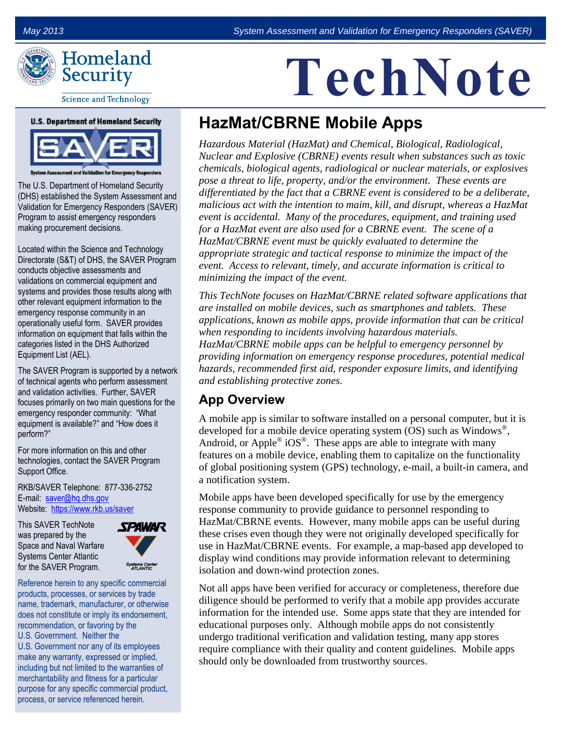# TechNote

# HazMat/CBRNE Mobile Apps

*Hazardous Material (HazMat) and Chemical, Biological, Radiological, Nuclear and Explosive (CBRNE) events result when substances such as toxic chemicals, biological agents, radiological or nuclear materials, or explosives pose a threat to life, property, and/or the environment. These events are differentiated by the fact that a CBRNE event is considered to be a deliberate, malicious act with the intention to maim, kill, and disrupt, whereas a HazMat event is accidental. Many of the procedures, equipment, and training used for a HazMat event are also used for a CBRNE event. The scene of a HazMat/CBRNE event must be quickly evaluated to determine the appropriate strategic and tactical response to minimize the impact of the event. Access to relevant, timely, and accurate information is critical to minimizing the impact of the event.*

*This TechNote focuses on HazMat/CBRNE related software applications that are installed on mobile devices, such as smartphones and tablets. These applications, known as mobile apps, provide information that can be critical when responding to incidents involving hazardous materials. HazMat/CBRNE mobile apps can be helpful to emergency personnel by providing information on emergency response procedures, potential medical hazards, recommended first aid, responder exposure limits, and identifying and establishing protective zones.*

## App Overview

A mobile app is similar to software installed on a personal computer, but it is developed for a mobile device operating system (OS) such as Windows®, Android, or Apple® iOS®. These apps are able to integrate with many features on a mobile device, enabling them to capitalize on the functionality of global positioning system (GPS) technology, e-mail, a built-in camera, and a notification system.

Mobile apps have been developed specifically for use by the emergency response community to provide guidance to personnel responding to HazMat/CBRNE events. However, many mobile apps can be useful during these crises even though they were not originally developed specifically for use in HazMat/CBRNE events. For example, a map-based app developed to display wind conditions may provide information relevant to determining isolation and down-wind protection zones.

Not all apps have been verified for accuracy or completeness, therefore due diligence should be performed to verify that a mobile app provides accurate information for the intended use. Some apps state that they are intended for educational purposes only. Although mobile apps do not consistently undergo traditional verification and validation testing, many app stores require compliance with their quality and content guidelines. Mobile apps should only be downloaded from trustworthy sources.

---

**U.S. Department of Homeland Security**

**SAVER** — System Assessment and Validation for Emergency Responders

The U.S. Department of Homeland Security (DHS) established the System Assessment and Validation for Emergency Responders (SAVER) Program to assist emergency responders making procurement decisions.

Located within the Science and Technology Directorate (S&T) of DHS, the SAVER Program conducts objective assessments and validations on commercial equipment and systems and provides those results along with other relevant equipment information to the emergency response community in an operationally useful form. SAVER provides information on equipment that falls within the categories listed in the DHS Authorized Equipment List (AEL).

The SAVER Program is supported by a network of technical agents who perform assessment and validation activities. Further, SAVER focuses primarily on two main questions for the emergency responder community: "What equipment is available?" and "How does it perform?"

For more information on this and other technologies, contact the SAVER Program Support Office.

RKB/SAVER Telephone: 877-336-2752
E-mail: saver@hq.dhs.gov
Website: https://www.rkb.us/saver

This SAVER TechNote was prepared by the Space and Naval Warfare Systems Center Atlantic for the SAVER Program.

Reference herein to any specific commercial products, processes, or services by trade name, trademark, manufacturer, or otherwise does not constitute or imply its endorsement, recommendation, or favoring by the U.S. Government. Neither the U.S. Government nor any of its employees make any warranty, expressed or implied, including but not limited to the warranties of merchantability and fitness for a particular purpose for any specific commercial product, process, or service referenced herein.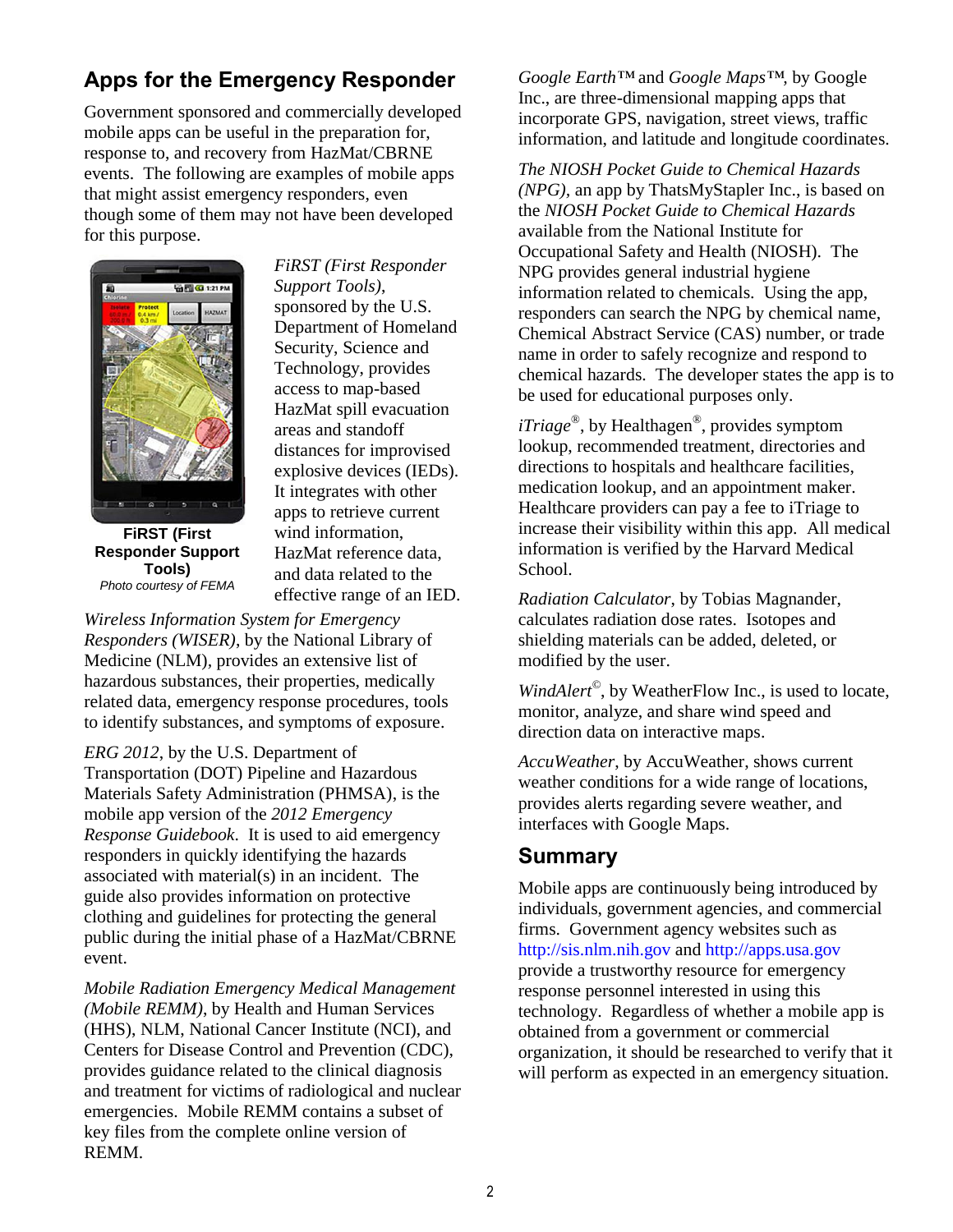## Apps for the Emergency Responder

Government sponsored and commercially developed mobile apps can be useful in the preparation for, response to, and recovery from HazMat/CBRNE events. The following are examples of mobile apps that might assist emergency responders, even though some of them may not have been developed for this purpose.

**FiRST (First Responder Support Tools)**
*Photo courtesy of FEMA*

*FiRST (First Responder Support Tools)*, sponsored by the U.S. Department of Homeland Security, Science and Technology, provides access to map-based HazMat spill evacuation areas and standoff distances for improvised explosive devices (IEDs). It integrates with other apps to retrieve current wind information, HazMat reference data, and data related to the effective range of an IED.

*Wireless Information System for Emergency Responders (WISER)*, by the National Library of Medicine (NLM), provides an extensive list of hazardous substances, their properties, medically related data, emergency response procedures, tools to identify substances, and symptoms of exposure.

*ERG 2012*, by the U.S. Department of Transportation (DOT) Pipeline and Hazardous Materials Safety Administration (PHMSA), is the mobile app version of the *2012 Emergency Response Guidebook*. It is used to aid emergency responders in quickly identifying the hazards associated with material(s) in an incident. The guide also provides information on protective clothing and guidelines for protecting the general public during the initial phase of a HazMat/CBRNE event.

*Mobile Radiation Emergency Medical Management (Mobile REMM)*, by Health and Human Services (HHS), NLM, National Cancer Institute (NCI), and Centers for Disease Control and Prevention (CDC), provides guidance related to the clinical diagnosis and treatment for victims of radiological and nuclear emergencies. Mobile REMM contains a subset of key files from the complete online version of REMM.

*Google Earth™* and *Google Maps™*, by Google Inc., are three-dimensional mapping apps that incorporate GPS, navigation, street views, traffic information, and latitude and longitude coordinates.

*The NIOSH Pocket Guide to Chemical Hazards (NPG)*, an app by ThatsMyStapler Inc., is based on the *NIOSH Pocket Guide to Chemical Hazards* available from the National Institute for Occupational Safety and Health (NIOSH). The NPG provides general industrial hygiene information related to chemicals. Using the app, responders can search the NPG by chemical name, Chemical Abstract Service (CAS) number, or trade name in order to safely recognize and respond to chemical hazards. The developer states the app is to be used for educational purposes only.

*iTriage®*, by Healthagen®, provides symptom lookup, recommended treatment, directories and directions to hospitals and healthcare facilities, medication lookup, and an appointment maker. Healthcare providers can pay a fee to iTriage to increase their visibility within this app. All medical information is verified by the Harvard Medical School.

*Radiation Calculator*, by Tobias Magnander, calculates radiation dose rates. Isotopes and shielding materials can be added, deleted, or modified by the user.

*WindAlert©*, by WeatherFlow Inc., is used to locate, monitor, analyze, and share wind speed and direction data on interactive maps.

*AccuWeather*, by AccuWeather, shows current weather conditions for a wide range of locations, provides alerts regarding severe weather, and interfaces with Google Maps.

## Summary

Mobile apps are continuously being introduced by individuals, government agencies, and commercial firms. Government agency websites such as http://sis.nlm.nih.gov and http://apps.usa.gov provide a trustworthy resource for emergency response personnel interested in using this technology. Regardless of whether a mobile app is obtained from a government or commercial organization, it should be researched to verify that it will perform as expected in an emergency situation.